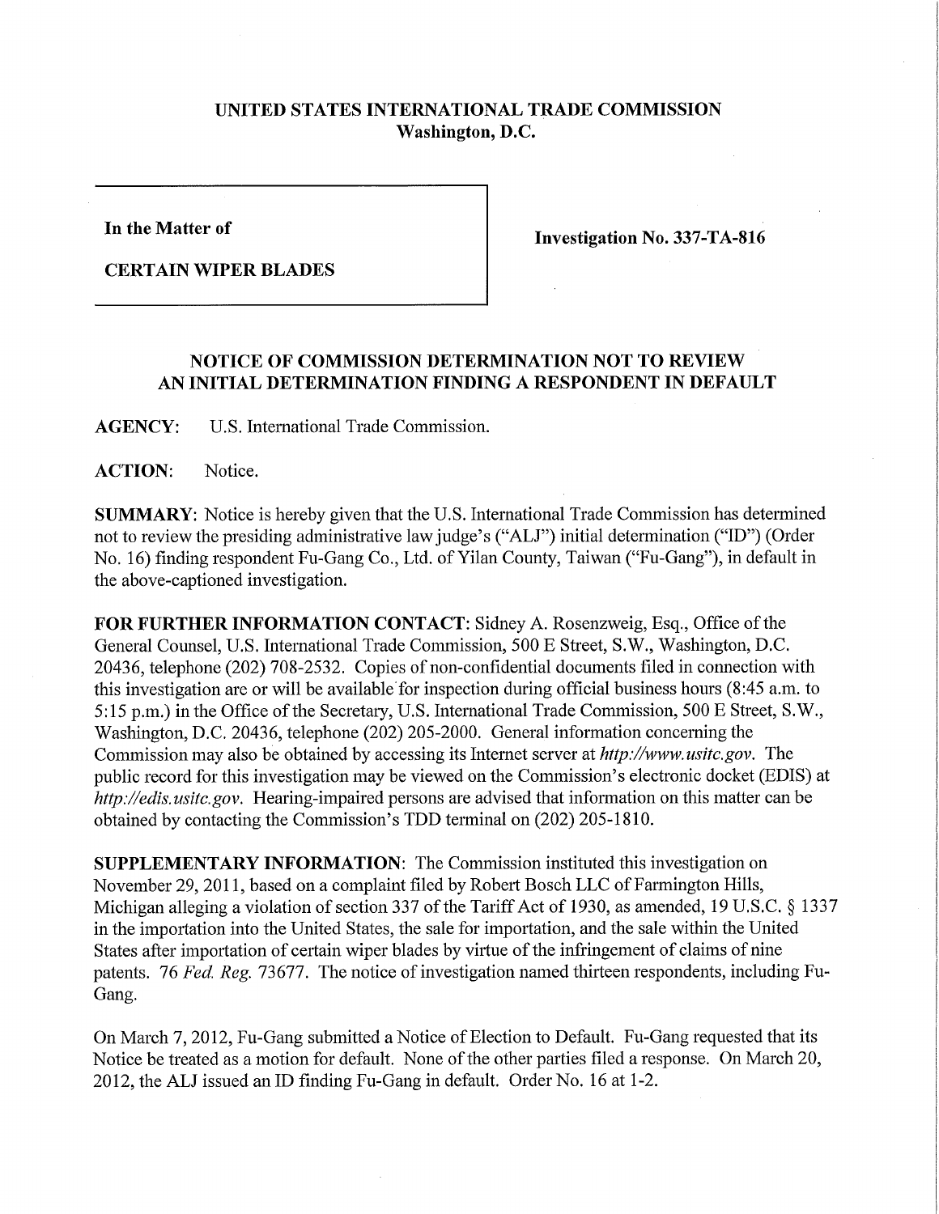**UNITED STATES INTERNATIONAL TRADE COMMISSION**
**Washington, D.C.**

**In the Matter of**

**CERTAIN WIPER BLADES**

**Investigation No. 337-TA-816**

## NOTICE OF COMMISSION DETERMINATION NOT TO REVIEW AN INITIAL DETERMINATION FINDING A RESPONDENT IN DEFAULT

**AGENCY:** U.S. International Trade Commission.

**ACTION:** Notice.

**SUMMARY:** Notice is hereby given that the U.S. International Trade Commission has determined not to review the presiding administrative law judge's ("ALJ") initial determination ("ID") (Order No. 16) finding respondent Fu-Gang Co., Ltd. of Yilan County, Taiwan ("Fu-Gang"), in default in the above-captioned investigation.

**FOR FURTHER INFORMATION CONTACT:** Sidney A. Rosenzweig, Esq., Office of the General Counsel, U.S. International Trade Commission, 500 E Street, S.W., Washington, D.C. 20436, telephone (202) 708-2532. Copies of non-confidential documents filed in connection with this investigation are or will be available for inspection during official business hours (8:45 a.m. to 5:15 p.m.) in the Office of the Secretary, U.S. International Trade Commission, 500 E Street, S.W., Washington, D.C. 20436, telephone (202) 205-2000. General information concerning the Commission may also be obtained by accessing its Internet server at *http://www.usitc.gov*. The public record for this investigation may be viewed on the Commission's electronic docket (EDIS) at *http://edis.usitc.gov*. Hearing-impaired persons are advised that information on this matter can be obtained by contacting the Commission's TDD terminal on (202) 205-1810.

**SUPPLEMENTARY INFORMATION:** The Commission instituted this investigation on November 29, 2011, based on a complaint filed by Robert Bosch LLC of Farmington Hills, Michigan alleging a violation of section 337 of the Tariff Act of 1930, as amended, 19 U.S.C. § 1337 in the importation into the United States, the sale for importation, and the sale within the United States after importation of certain wiper blades by virtue of the infringement of claims of nine patents. 76 *Fed. Reg.* 73677. The notice of investigation named thirteen respondents, including Fu-Gang.

On March 7, 2012, Fu-Gang submitted a Notice of Election to Default. Fu-Gang requested that its Notice be treated as a motion for default. None of the other parties filed a response. On March 20, 2012, the ALJ issued an ID finding Fu-Gang in default. Order No. 16 at 1-2.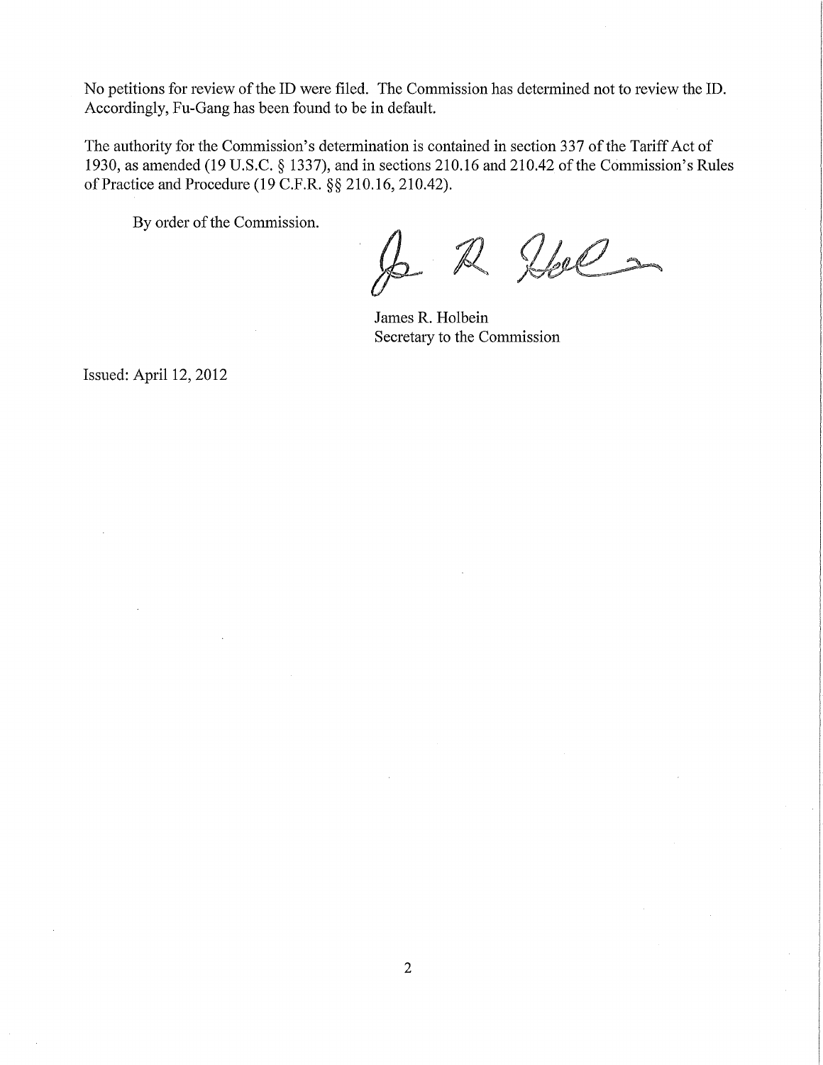No petitions for review of the ID were filed. The Commission has determined not to review the ID. Accordingly, Fu-Gang has been found to be in default.

The authority for the Commission's determination is contained in section 337 of the Tariff Act of 1930, as amended (19 U.S.C. § 1337), and in sections 210.16 and 210.42 of the Commission's Rules of Practice and Procedure (19 C.F.R. §§ 210.16, 210.42).

By order of the Commission.

James R. Holbein
Secretary to the Commission

Issued: April 12, 2012